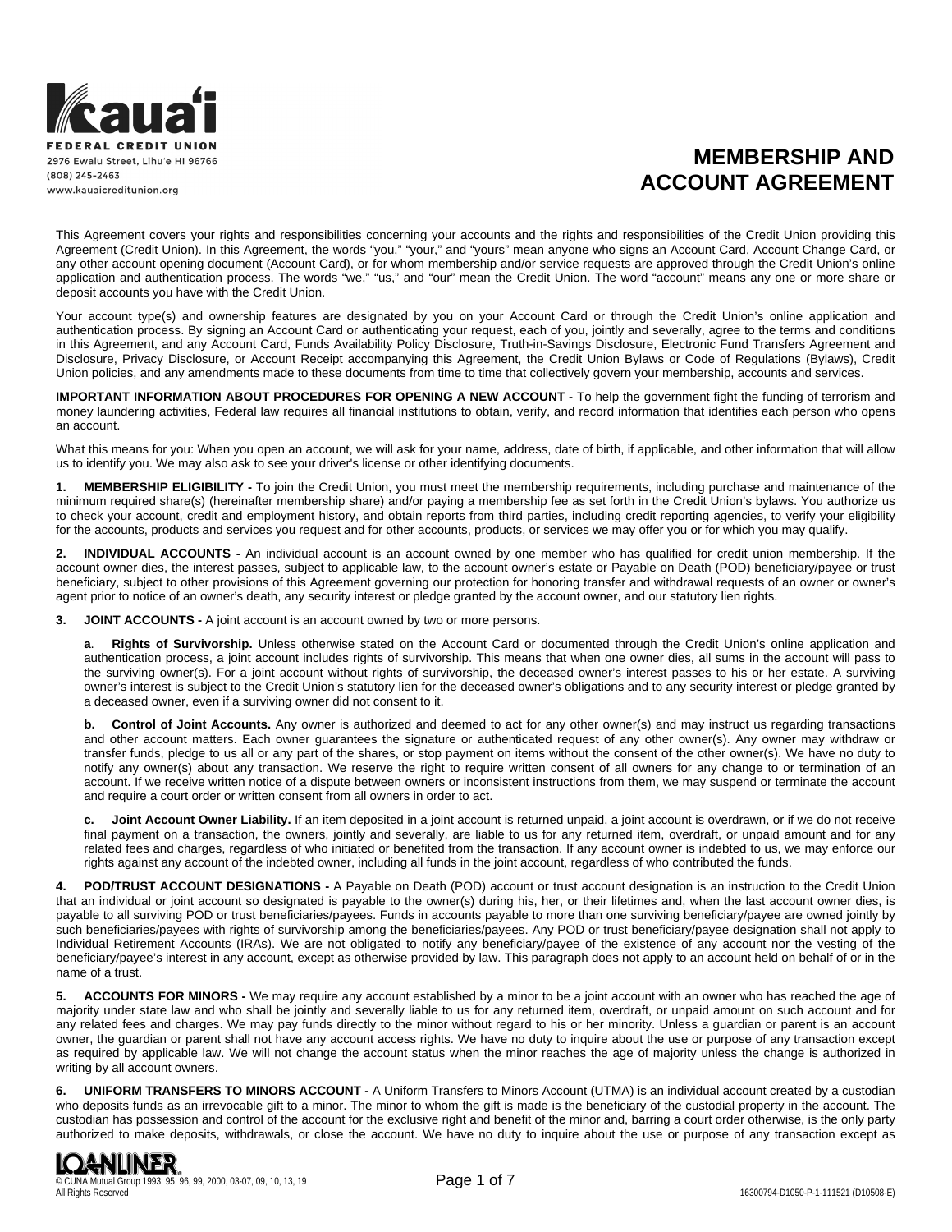Kaua'i FEDERAL CREDIT UNION
2976 Ewalu Street, Lihu'e HI 96766
(808) 245-2463
www.kauaicreditunion.org

# MEMBERSHIP AND ACCOUNT AGREEMENT

This Agreement covers your rights and responsibilities concerning your accounts and the rights and responsibilities of the Credit Union providing this Agreement (Credit Union). In this Agreement, the words "you," "your," and "yours" mean anyone who signs an Account Card, Account Change Card, or any other account opening document (Account Card), or for whom membership and/or service requests are approved through the Credit Union's online application and authentication process. The words "we," "us," and "our" mean the Credit Union. The word "account" means any one or more share or deposit accounts you have with the Credit Union.

Your account type(s) and ownership features are designated by you on your Account Card or through the Credit Union's online application and authentication process. By signing an Account Card or authenticating your request, each of you, jointly and severally, agree to the terms and conditions in this Agreement, and any Account Card, Funds Availability Policy Disclosure, Truth-in-Savings Disclosure, Electronic Fund Transfers Agreement and Disclosure, Privacy Disclosure, or Account Receipt accompanying this Agreement, the Credit Union Bylaws or Code of Regulations (Bylaws), Credit Union policies, and any amendments made to these documents from time to time that collectively govern your membership, accounts and services.

**IMPORTANT INFORMATION ABOUT PROCEDURES FOR OPENING A NEW ACCOUNT -** To help the government fight the funding of terrorism and money laundering activities, Federal law requires all financial institutions to obtain, verify, and record information that identifies each person who opens an account.

What this means for you: When you open an account, we will ask for your name, address, date of birth, if applicable, and other information that will allow us to identify you. We may also ask to see your driver's license or other identifying documents.

**1. MEMBERSHIP ELIGIBILITY -** To join the Credit Union, you must meet the membership requirements, including purchase and maintenance of the minimum required share(s) (hereinafter membership share) and/or paying a membership fee as set forth in the Credit Union's bylaws. You authorize us to check your account, credit and employment history, and obtain reports from third parties, including credit reporting agencies, to verify your eligibility for the accounts, products and services you request and for other accounts, products, or services we may offer you or for which you may qualify.

**2. INDIVIDUAL ACCOUNTS -** An individual account is an account owned by one member who has qualified for credit union membership. If the account owner dies, the interest passes, subject to applicable law, to the account owner's estate or Payable on Death (POD) beneficiary/payee or trust beneficiary, subject to other provisions of this Agreement governing our protection for honoring transfer and withdrawal requests of an owner or owner's agent prior to notice of an owner's death, any security interest or pledge granted by the account owner, and our statutory lien rights.

**3. JOINT ACCOUNTS -** A joint account is an account owned by two or more persons.

**a. Rights of Survivorship.** Unless otherwise stated on the Account Card or documented through the Credit Union's online application and authentication process, a joint account includes rights of survivorship. This means that when one owner dies, all sums in the account will pass to the surviving owner(s). For a joint account without rights of survivorship, the deceased owner's interest passes to his or her estate. A surviving owner's interest is subject to the Credit Union's statutory lien for the deceased owner's obligations and to any security interest or pledge granted by a deceased owner, even if a surviving owner did not consent to it.

**b. Control of Joint Accounts.** Any owner is authorized and deemed to act for any other owner(s) and may instruct us regarding transactions and other account matters. Each owner guarantees the signature or authenticated request of any other owner(s). Any owner may withdraw or transfer funds, pledge to us all or any part of the shares, or stop payment on items without the consent of the other owner(s). We have no duty to notify any owner(s) about any transaction. We reserve the right to require written consent of all owners for any change to or termination of an account. If we receive written notice of a dispute between owners or inconsistent instructions from them, we may suspend or terminate the account and require a court order or written consent from all owners in order to act.

**c. Joint Account Owner Liability.** If an item deposited in a joint account is returned unpaid, a joint account is overdrawn, or if we do not receive final payment on a transaction, the owners, jointly and severally, are liable to us for any returned item, overdraft, or unpaid amount and for any related fees and charges, regardless of who initiated or benefited from the transaction. If any account owner is indebted to us, we may enforce our rights against any account of the indebted owner, including all funds in the joint account, regardless of who contributed the funds.

**4. POD/TRUST ACCOUNT DESIGNATIONS -** A Payable on Death (POD) account or trust account designation is an instruction to the Credit Union that an individual or joint account so designated is payable to the owner(s) during his, her, or their lifetimes and, when the last account owner dies, is payable to all surviving POD or trust beneficiaries/payees. Funds in accounts payable to more than one surviving beneficiary/payee are owned jointly by such beneficiaries/payees with rights of survivorship among the beneficiaries/payees. Any POD or trust beneficiary/payee designation shall not apply to Individual Retirement Accounts (IRAs). We are not obligated to notify any beneficiary/payee of the existence of any account nor the vesting of the beneficiary/payee's interest in any account, except as otherwise provided by law. This paragraph does not apply to an account held on behalf of or in the name of a trust.

**5. ACCOUNTS FOR MINORS -** We may require any account established by a minor to be a joint account with an owner who has reached the age of majority under state law and who shall be jointly and severally liable to us for any returned item, overdraft, or unpaid amount on such account and for any related fees and charges. We may pay funds directly to the minor without regard to his or her minority. Unless a guardian or parent is an account owner, the guardian or parent shall not have any account access rights. We have no duty to inquire about the use or purpose of any transaction except as required by applicable law. We will not change the account status when the minor reaches the age of majority unless the change is authorized in writing by all account owners.

**6. UNIFORM TRANSFERS TO MINORS ACCOUNT -** A Uniform Transfers to Minors Account (UTMA) is an individual account created by a custodian who deposits funds as an irrevocable gift to a minor. The minor to whom the gift is made is the beneficiary of the custodial property in the account. The custodian has possession and control of the account for the exclusive right and benefit of the minor and, barring a court order otherwise, is the only party authorized to make deposits, withdrawals, or close the account. We have no duty to inquire about the use or purpose of any transaction except as

LOANLINER®
© CUNA Mutual Group 1993, 95, 96, 99, 2000, 03-07, 09, 10, 13, 19
All Rights Reserved

16300794-D1050-P-1-111521 (D10508-E)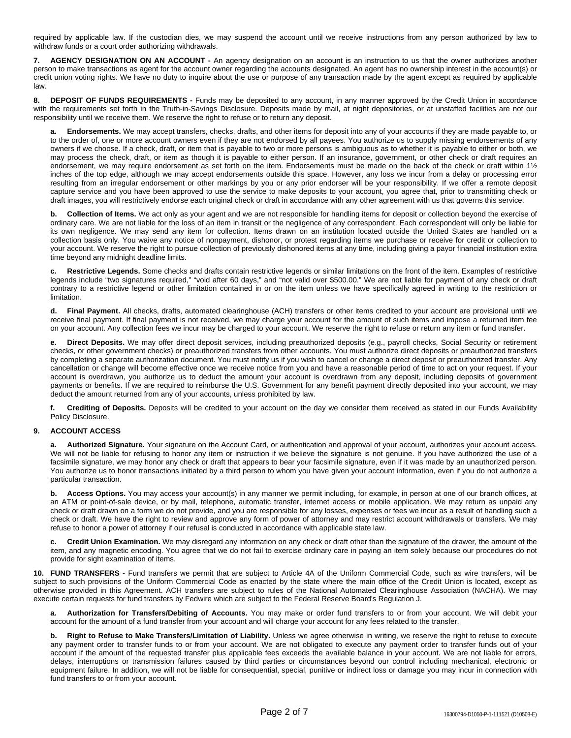required by applicable law. If the custodian dies, we may suspend the account until we receive instructions from any person authorized by law to withdraw funds or a court order authorizing withdrawals.

**7. AGENCY DESIGNATION ON AN ACCOUNT -** An agency designation on an account is an instruction to us that the owner authorizes another person to make transactions as agent for the account owner regarding the accounts designated. An agent has no ownership interest in the account(s) or credit union voting rights. We have no duty to inquire about the use or purpose of any transaction made by the agent except as required by applicable law.

**8. DEPOSIT OF FUNDS REQUIREMENTS -** Funds may be deposited to any account, in any manner approved by the Credit Union in accordance with the requirements set forth in the Truth-in-Savings Disclosure. Deposits made by mail, at night depositories, or at unstaffed facilities are not our responsibility until we receive them. We reserve the right to refuse or to return any deposit.

**a. Endorsements.** We may accept transfers, checks, drafts, and other items for deposit into any of your accounts if they are made payable to, or to the order of, one or more account owners even if they are not endorsed by all payees. You authorize us to supply missing endorsements of any owners if we choose. If a check, draft, or item that is payable to two or more persons is ambiguous as to whether it is payable to either or both, we may process the check, draft, or item as though it is payable to either person. If an insurance, government, or other check or draft requires an endorsement, we may require endorsement as set forth on the item. Endorsements must be made on the back of the check or draft within 1½ inches of the top edge, although we may accept endorsements outside this space. However, any loss we incur from a delay or processing error resulting from an irregular endorsement or other markings by you or any prior endorser will be your responsibility. If we offer a remote deposit capture service and you have been approved to use the service to make deposits to your account, you agree that, prior to transmitting check or draft images, you will restrictively endorse each original check or draft in accordance with any other agreement with us that governs this service.

**b. Collection of Items.** We act only as your agent and we are not responsible for handling items for deposit or collection beyond the exercise of ordinary care. We are not liable for the loss of an item in transit or the negligence of any correspondent. Each correspondent will only be liable for its own negligence. We may send any item for collection. Items drawn on an institution located outside the United States are handled on a collection basis only. You waive any notice of nonpayment, dishonor, or protest regarding items we purchase or receive for credit or collection to your account. We reserve the right to pursue collection of previously dishonored items at any time, including giving a payor financial institution extra time beyond any midnight deadline limits.

**c. Restrictive Legends.** Some checks and drafts contain restrictive legends or similar limitations on the front of the item. Examples of restrictive legends include "two signatures required," "void after 60 days," and "not valid over $500.00." We are not liable for payment of any check or draft contrary to a restrictive legend or other limitation contained in or on the item unless we have specifically agreed in writing to the restriction or limitation.

**d. Final Payment.** All checks, drafts, automated clearinghouse (ACH) transfers or other items credited to your account are provisional until we receive final payment. If final payment is not received, we may charge your account for the amount of such items and impose a returned item fee on your account. Any collection fees we incur may be charged to your account. We reserve the right to refuse or return any item or fund transfer.

**e. Direct Deposits.** We may offer direct deposit services, including preauthorized deposits (e.g., payroll checks, Social Security or retirement checks, or other government checks) or preauthorized transfers from other accounts. You must authorize direct deposits or preauthorized transfers by completing a separate authorization document. You must notify us if you wish to cancel or change a direct deposit or preauthorized transfer. Any cancellation or change will become effective once we receive notice from you and have a reasonable period of time to act on your request. If your account is overdrawn, you authorize us to deduct the amount your account is overdrawn from any deposit, including deposits of government payments or benefits. If we are required to reimburse the U.S. Government for any benefit payment directly deposited into your account, we may deduct the amount returned from any of your accounts, unless prohibited by law.

**f. Crediting of Deposits.** Deposits will be credited to your account on the day we consider them received as stated in our Funds Availability Policy Disclosure.

**9. ACCOUNT ACCESS**

**a. Authorized Signature.** Your signature on the Account Card, or authentication and approval of your account, authorizes your account access. We will not be liable for refusing to honor any item or instruction if we believe the signature is not genuine. If you have authorized the use of a facsimile signature, we may honor any check or draft that appears to bear your facsimile signature, even if it was made by an unauthorized person. You authorize us to honor transactions initiated by a third person to whom you have given your account information, even if you do not authorize a particular transaction.

**b. Access Options.** You may access your account(s) in any manner we permit including, for example, in person at one of our branch offices, at an ATM or point-of-sale device, or by mail, telephone, automatic transfer, internet access or mobile application. We may return as unpaid any check or draft drawn on a form we do not provide, and you are responsible for any losses, expenses or fees we incur as a result of handling such a check or draft. We have the right to review and approve any form of power of attorney and may restrict account withdrawals or transfers. We may refuse to honor a power of attorney if our refusal is conducted in accordance with applicable state law.

**c. Credit Union Examination.** We may disregard any information on any check or draft other than the signature of the drawer, the amount of the item, and any magnetic encoding. You agree that we do not fail to exercise ordinary care in paying an item solely because our procedures do not provide for sight examination of items.

**10. FUND TRANSFERS -** Fund transfers we permit that are subject to Article 4A of the Uniform Commercial Code, such as wire transfers, will be subject to such provisions of the Uniform Commercial Code as enacted by the state where the main office of the Credit Union is located, except as otherwise provided in this Agreement. ACH transfers are subject to rules of the National Automated Clearinghouse Association (NACHA). We may execute certain requests for fund transfers by Fedwire which are subject to the Federal Reserve Board's Regulation J.

**a. Authorization for Transfers/Debiting of Accounts.** You may make or order fund transfers to or from your account. We will debit your account for the amount of a fund transfer from your account and will charge your account for any fees related to the transfer.

**b. Right to Refuse to Make Transfers/Limitation of Liability.** Unless we agree otherwise in writing, we reserve the right to refuse to execute any payment order to transfer funds to or from your account. We are not obligated to execute any payment order to transfer funds out of your account if the amount of the requested transfer plus applicable fees exceeds the available balance in your account. We are not liable for errors, delays, interruptions or transmission failures caused by third parties or circumstances beyond our control including mechanical, electronic or equipment failure. In addition, we will not be liable for consequential, special, punitive or indirect loss or damage you may incur in connection with fund transfers to or from your account.

16300794-D1050-P-1-111521 (D10508-E)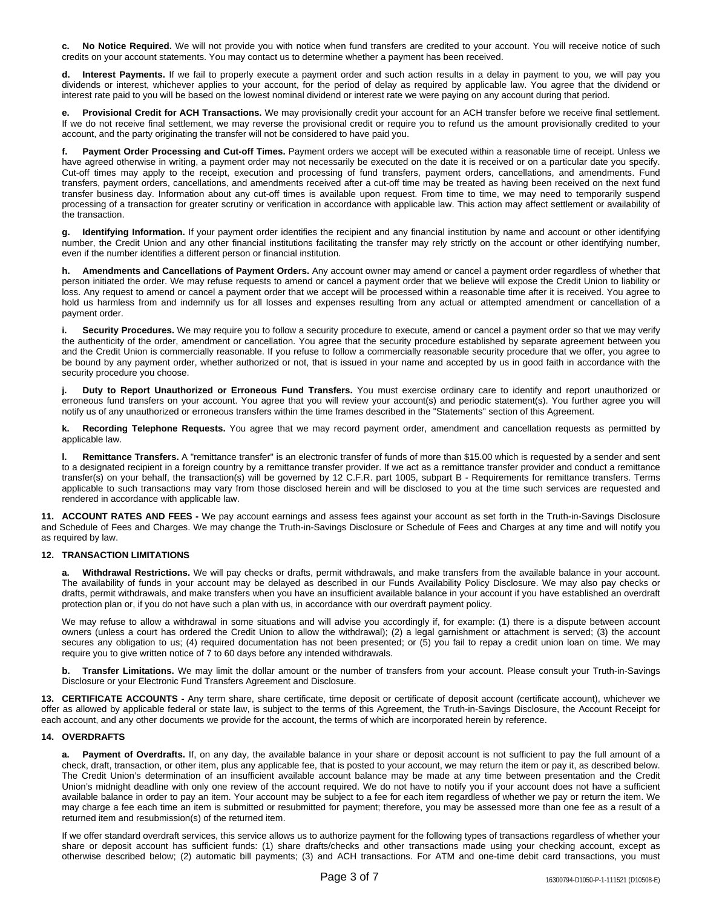**c. No Notice Required.** We will not provide you with notice when fund transfers are credited to your account. You will receive notice of such credits on your account statements. You may contact us to determine whether a payment has been received.

**d. Interest Payments.** If we fail to properly execute a payment order and such action results in a delay in payment to you, we will pay you dividends or interest, whichever applies to your account, for the period of delay as required by applicable law. You agree that the dividend or interest rate paid to you will be based on the lowest nominal dividend or interest rate we were paying on any account during that period.

**e. Provisional Credit for ACH Transactions.** We may provisionally credit your account for an ACH transfer before we receive final settlement. If we do not receive final settlement, we may reverse the provisional credit or require you to refund us the amount provisionally credited to your account, and the party originating the transfer will not be considered to have paid you.

**f. Payment Order Processing and Cut-off Times.** Payment orders we accept will be executed within a reasonable time of receipt. Unless we have agreed otherwise in writing, a payment order may not necessarily be executed on the date it is received or on a particular date you specify. Cut-off times may apply to the receipt, execution and processing of fund transfers, payment orders, cancellations, and amendments. Fund transfers, payment orders, cancellations, and amendments received after a cut-off time may be treated as having been received on the next fund transfer business day. Information about any cut-off times is available upon request. From time to time, we may need to temporarily suspend processing of a transaction for greater scrutiny or verification in accordance with applicable law. This action may affect settlement or availability of the transaction.

**g. Identifying Information.** If your payment order identifies the recipient and any financial institution by name and account or other identifying number, the Credit Union and any other financial institutions facilitating the transfer may rely strictly on the account or other identifying number, even if the number identifies a different person or financial institution.

**h. Amendments and Cancellations of Payment Orders.** Any account owner may amend or cancel a payment order regardless of whether that person initiated the order. We may refuse requests to amend or cancel a payment order that we believe will expose the Credit Union to liability or loss. Any request to amend or cancel a payment order that we accept will be processed within a reasonable time after it is received. You agree to hold us harmless from and indemnify us for all losses and expenses resulting from any actual or attempted amendment or cancellation of a payment order.

**i. Security Procedures.** We may require you to follow a security procedure to execute, amend or cancel a payment order so that we may verify the authenticity of the order, amendment or cancellation. You agree that the security procedure established by separate agreement between you and the Credit Union is commercially reasonable. If you refuse to follow a commercially reasonable security procedure that we offer, you agree to be bound by any payment order, whether authorized or not, that is issued in your name and accepted by us in good faith in accordance with the security procedure you choose.

**j. Duty to Report Unauthorized or Erroneous Fund Transfers.** You must exercise ordinary care to identify and report unauthorized or erroneous fund transfers on your account. You agree that you will review your account(s) and periodic statement(s). You further agree you will notify us of any unauthorized or erroneous transfers within the time frames described in the "Statements" section of this Agreement.

**k. Recording Telephone Requests.** You agree that we may record payment order, amendment and cancellation requests as permitted by applicable law.

**l. Remittance Transfers.** A "remittance transfer" is an electronic transfer of funds of more than $15.00 which is requested by a sender and sent to a designated recipient in a foreign country by a remittance transfer provider. If we act as a remittance transfer provider and conduct a remittance transfer(s) on your behalf, the transaction(s) will be governed by 12 C.F.R. part 1005, subpart B - Requirements for remittance transfers. Terms applicable to such transactions may vary from those disclosed herein and will be disclosed to you at the time such services are requested and rendered in accordance with applicable law.

**11. ACCOUNT RATES AND FEES -** We pay account earnings and assess fees against your account as set forth in the Truth-in-Savings Disclosure and Schedule of Fees and Charges. We may change the Truth-in-Savings Disclosure or Schedule of Fees and Charges at any time and will notify you as required by law.

**12. TRANSACTION LIMITATIONS**

**a. Withdrawal Restrictions.** We will pay checks or drafts, permit withdrawals, and make transfers from the available balance in your account. The availability of funds in your account may be delayed as described in our Funds Availability Policy Disclosure. We may also pay checks or drafts, permit withdrawals, and make transfers when you have an insufficient available balance in your account if you have established an overdraft protection plan or, if you do not have such a plan with us, in accordance with our overdraft payment policy.

We may refuse to allow a withdrawal in some situations and will advise you accordingly if, for example: (1) there is a dispute between account owners (unless a court has ordered the Credit Union to allow the withdrawal); (2) a legal garnishment or attachment is served; (3) the account secures any obligation to us; (4) required documentation has not been presented; or (5) you fail to repay a credit union loan on time. We may require you to give written notice of 7 to 60 days before any intended withdrawals.

**b. Transfer Limitations.** We may limit the dollar amount or the number of transfers from your account. Please consult your Truth-in-Savings Disclosure or your Electronic Fund Transfers Agreement and Disclosure.

**13. CERTIFICATE ACCOUNTS -** Any term share, share certificate, time deposit or certificate of deposit account (certificate account), whichever we offer as allowed by applicable federal or state law, is subject to the terms of this Agreement, the Truth-in-Savings Disclosure, the Account Receipt for each account, and any other documents we provide for the account, the terms of which are incorporated herein by reference.

**14. OVERDRAFTS**

**a. Payment of Overdrafts.** If, on any day, the available balance in your share or deposit account is not sufficient to pay the full amount of a check, draft, transaction, or other item, plus any applicable fee, that is posted to your account, we may return the item or pay it, as described below. The Credit Union's determination of an insufficient available account balance may be made at any time between presentation and the Credit Union's midnight deadline with only one review of the account required. We do not have to notify you if your account does not have a sufficient available balance in order to pay an item. Your account may be subject to a fee for each item regardless of whether we pay or return the item. We may charge a fee each time an item is submitted or resubmitted for payment; therefore, you may be assessed more than one fee as a result of a returned item and resubmission(s) of the returned item.

If we offer standard overdraft services, this service allows us to authorize payment for the following types of transactions regardless of whether your share or deposit account has sufficient funds: (1) share drafts/checks and other transactions made using your checking account, except as otherwise described below; (2) automatic bill payments; (3) and ACH transactions. For ATM and one-time debit card transactions, you must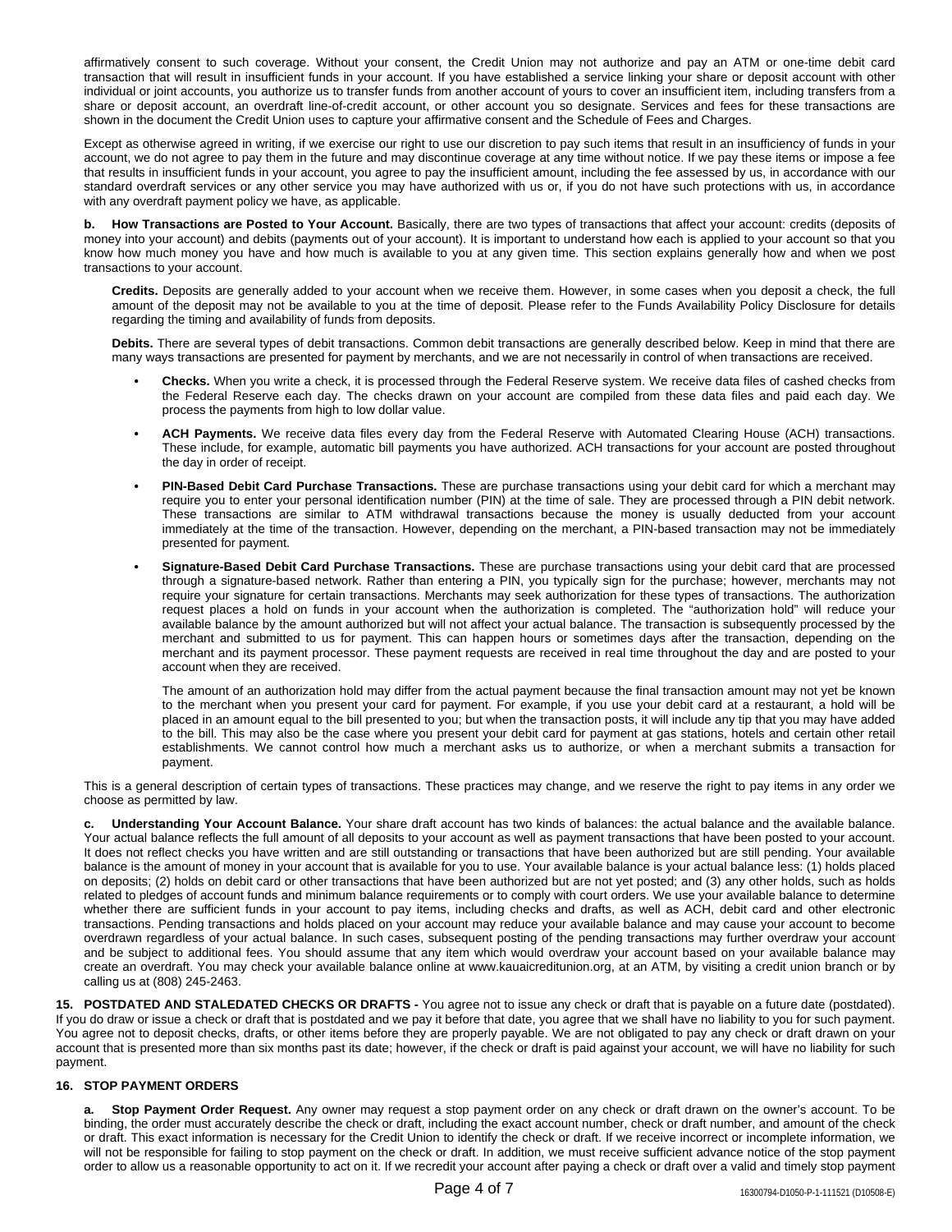affirmatively consent to such coverage. Without your consent, the Credit Union may not authorize and pay an ATM or one-time debit card transaction that will result in insufficient funds in your account. If you have established a service linking your share or deposit account with other individual or joint accounts, you authorize us to transfer funds from another account of yours to cover an insufficient item, including transfers from a share or deposit account, an overdraft line-of-credit account, or other account you so designate. Services and fees for these transactions are shown in the document the Credit Union uses to capture your affirmative consent and the Schedule of Fees and Charges.

Except as otherwise agreed in writing, if we exercise our right to use our discretion to pay such items that result in an insufficiency of funds in your account, we do not agree to pay them in the future and may discontinue coverage at any time without notice. If we pay these items or impose a fee that results in insufficient funds in your account, you agree to pay the insufficient amount, including the fee assessed by us, in accordance with our standard overdraft services or any other service you may have authorized with us or, if you do not have such protections with us, in accordance with any overdraft payment policy we have, as applicable.

**b. How Transactions are Posted to Your Account.** Basically, there are two types of transactions that affect your account: credits (deposits of money into your account) and debits (payments out of your account). It is important to understand how each is applied to your account so that you know how much money you have and how much is available to you at any given time. This section explains generally how and when we post transactions to your account.

**Credits.** Deposits are generally added to your account when we receive them. However, in some cases when you deposit a check, the full amount of the deposit may not be available to you at the time of deposit. Please refer to the Funds Availability Policy Disclosure for details regarding the timing and availability of funds from deposits.

**Debits.** There are several types of debit transactions. Common debit transactions are generally described below. Keep in mind that there are many ways transactions are presented for payment by merchants, and we are not necessarily in control of when transactions are received.

- **Checks.** When you write a check, it is processed through the Federal Reserve system. We receive data files of cashed checks from the Federal Reserve each day. The checks drawn on your account are compiled from these data files and paid each day. We process the payments from high to low dollar value.
- **ACH Payments.** We receive data files every day from the Federal Reserve with Automated Clearing House (ACH) transactions. These include, for example, automatic bill payments you have authorized. ACH transactions for your account are posted throughout the day in order of receipt.
- **PIN-Based Debit Card Purchase Transactions.** These are purchase transactions using your debit card for which a merchant may require you to enter your personal identification number (PIN) at the time of sale. They are processed through a PIN debit network. These transactions are similar to ATM withdrawal transactions because the money is usually deducted from your account immediately at the time of the transaction. However, depending on the merchant, a PIN-based transaction may not be immediately presented for payment.
- **Signature-Based Debit Card Purchase Transactions.** These are purchase transactions using your debit card that are processed through a signature-based network. Rather than entering a PIN, you typically sign for the purchase; however, merchants may not require your signature for certain transactions. Merchants may seek authorization for these types of transactions. The authorization request places a hold on funds in your account when the authorization is completed. The "authorization hold" will reduce your available balance by the amount authorized but will not affect your actual balance. The transaction is subsequently processed by the merchant and submitted to us for payment. This can happen hours or sometimes days after the transaction, depending on the merchant and its payment processor. These payment requests are received in real time throughout the day and are posted to your account when they are received.

  The amount of an authorization hold may differ from the actual payment because the final transaction amount may not yet be known to the merchant when you present your card for payment. For example, if you use your debit card at a restaurant, a hold will be placed in an amount equal to the bill presented to you; but when the transaction posts, it will include any tip that you may have added to the bill. This may also be the case where you present your debit card for payment at gas stations, hotels and certain other retail establishments. We cannot control how much a merchant asks us to authorize, or when a merchant submits a transaction for payment.

This is a general description of certain types of transactions. These practices may change, and we reserve the right to pay items in any order we choose as permitted by law.

**c. Understanding Your Account Balance.** Your share draft account has two kinds of balances: the actual balance and the available balance. Your actual balance reflects the full amount of all deposits to your account as well as payment transactions that have been posted to your account. It does not reflect checks you have written and are still outstanding or transactions that have been authorized but are still pending. Your available balance is the amount of money in your account that is available for you to use. Your available balance is your actual balance less: (1) holds placed on deposits; (2) holds on debit card or other transactions that have been authorized but are not yet posted; and (3) any other holds, such as holds related to pledges of account funds and minimum balance requirements or to comply with court orders. We use your available balance to determine whether there are sufficient funds in your account to pay items, including checks and drafts, as well as ACH, debit card and other electronic transactions. Pending transactions and holds placed on your account may reduce your available balance and may cause your account to become overdrawn regardless of your actual balance. In such cases, subsequent posting of the pending transactions may further overdraw your account and be subject to additional fees. You should assume that any item which would overdraw your account based on your available balance may create an overdraft. You may check your available balance online at www.kauaicreditunion.org, at an ATM, by visiting a credit union branch or by calling us at (808) 245-2463.

**15. POSTDATED AND STALEDATED CHECKS OR DRAFTS -** You agree not to issue any check or draft that is payable on a future date (postdated). If you do draw or issue a check or draft that is postdated and we pay it before that date, you agree that we shall have no liability to you for such payment. You agree not to deposit checks, drafts, or other items before they are properly payable. We are not obligated to pay any check or draft drawn on your account that is presented more than six months past its date; however, if the check or draft is paid against your account, we will have no liability for such payment.

**16. STOP PAYMENT ORDERS**

**a. Stop Payment Order Request.** Any owner may request a stop payment order on any check or draft drawn on the owner's account. To be binding, the order must accurately describe the check or draft, including the exact account number, check or draft number, and amount of the check or draft. This exact information is necessary for the Credit Union to identify the check or draft. If we receive incorrect or incomplete information, we will not be responsible for failing to stop payment on the check or draft. In addition, we must receive sufficient advance notice of the stop payment order to allow us a reasonable opportunity to act on it. If we recredit your account after paying a check or draft over a valid and timely stop payment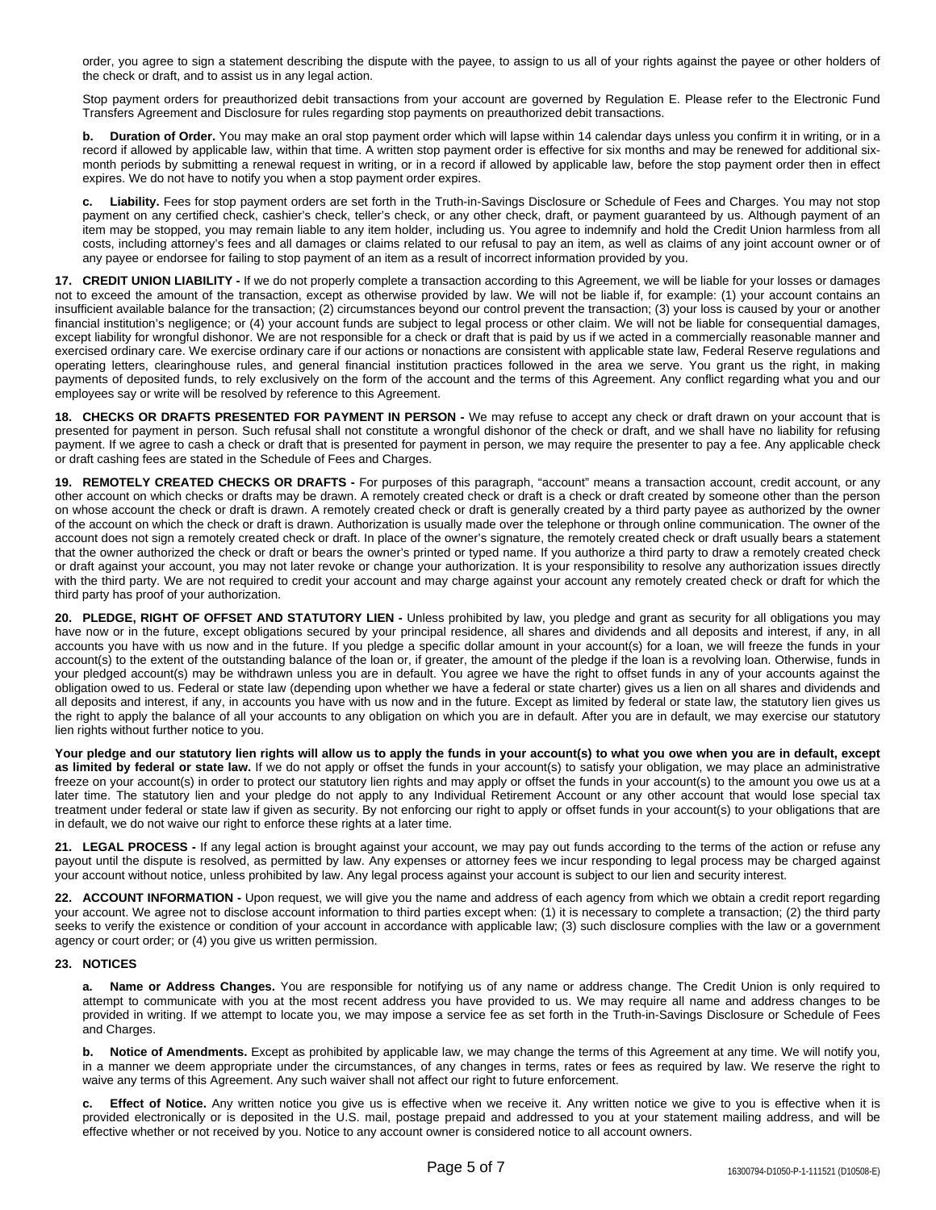order, you agree to sign a statement describing the dispute with the payee, to assign to us all of your rights against the payee or other holders of the check or draft, and to assist us in any legal action.

Stop payment orders for preauthorized debit transactions from your account are governed by Regulation E. Please refer to the Electronic Fund Transfers Agreement and Disclosure for rules regarding stop payments on preauthorized debit transactions.

**b. Duration of Order.** You may make an oral stop payment order which will lapse within 14 calendar days unless you confirm it in writing, or in a record if allowed by applicable law, within that time. A written stop payment order is effective for six months and may be renewed for additional six-month periods by submitting a renewal request in writing, or in a record if allowed by applicable law, before the stop payment order then in effect expires. We do not have to notify you when a stop payment order expires.

**c. Liability.** Fees for stop payment orders are set forth in the Truth-in-Savings Disclosure or Schedule of Fees and Charges. You may not stop payment on any certified check, cashier's check, teller's check, or any other check, draft, or payment guaranteed by us. Although payment of an item may be stopped, you may remain liable to any item holder, including us. You agree to indemnify and hold the Credit Union harmless from all costs, including attorney's fees and all damages or claims related to our refusal to pay an item, as well as claims of any joint account owner or of any payee or endorsee for failing to stop payment of an item as a result of incorrect information provided by you.

**17. CREDIT UNION LIABILITY -** If we do not properly complete a transaction according to this Agreement, we will be liable for your losses or damages not to exceed the amount of the transaction, except as otherwise provided by law. We will not be liable if, for example: (1) your account contains an insufficient available balance for the transaction; (2) circumstances beyond our control prevent the transaction; (3) your loss is caused by your or another financial institution's negligence; or (4) your account funds are subject to legal process or other claim. We will not be liable for consequential damages, except liability for wrongful dishonor. We are not responsible for a check or draft that is paid by us if we acted in a commercially reasonable manner and exercised ordinary care. We exercise ordinary care if our actions or nonactions are consistent with applicable state law, Federal Reserve regulations and operating letters, clearinghouse rules, and general financial institution practices followed in the area we serve. You grant us the right, in making payments of deposited funds, to rely exclusively on the form of the account and the terms of this Agreement. Any conflict regarding what you and our employees say or write will be resolved by reference to this Agreement.

**18. CHECKS OR DRAFTS PRESENTED FOR PAYMENT IN PERSON -** We may refuse to accept any check or draft drawn on your account that is presented for payment in person. Such refusal shall not constitute a wrongful dishonor of the check or draft, and we shall have no liability for refusing payment. If we agree to cash a check or draft that is presented for payment in person, we may require the presenter to pay a fee. Any applicable check or draft cashing fees are stated in the Schedule of Fees and Charges.

**19. REMOTELY CREATED CHECKS OR DRAFTS -** For purposes of this paragraph, "account" means a transaction account, credit account, or any other account on which checks or drafts may be drawn. A remotely created check or draft is a check or draft created by someone other than the person on whose account the check or draft is drawn. A remotely created check or draft is generally created by a third party payee as authorized by the owner of the account on which the check or draft is drawn. Authorization is usually made over the telephone or through online communication. The owner of the account does not sign a remotely created check or draft. In place of the owner's signature, the remotely created check or draft usually bears a statement that the owner authorized the check or draft or bears the owner's printed or typed name. If you authorize a third party to draw a remotely created check or draft against your account, you may not later revoke or change your authorization. It is your responsibility to resolve any authorization issues directly with the third party. We are not required to credit your account and may charge against your account any remotely created check or draft for which the third party has proof of your authorization.

**20. PLEDGE, RIGHT OF OFFSET AND STATUTORY LIEN -** Unless prohibited by law, you pledge and grant as security for all obligations you may have now or in the future, except obligations secured by your principal residence, all shares and dividends and all deposits and interest, if any, in all accounts you have with us now and in the future. If you pledge a specific dollar amount in your account(s) for a loan, we will freeze the funds in your account(s) to the extent of the outstanding balance of the loan or, if greater, the amount of the pledge if the loan is a revolving loan. Otherwise, funds in your pledged account(s) may be withdrawn unless you are in default. You agree we have the right to offset funds in any of your accounts against the obligation owed to us. Federal or state law (depending upon whether we have a federal or state charter) gives us a lien on all shares and dividends and all deposits and interest, if any, in accounts you have with us now and in the future. Except as limited by federal or state law, the statutory lien gives us the right to apply the balance of all your accounts to any obligation on which you are in default. After you are in default, we may exercise our statutory lien rights without further notice to you.

**Your pledge and our statutory lien rights will allow us to apply the funds in your account(s) to what you owe when you are in default, except as limited by federal or state law.** If we do not apply or offset the funds in your account(s) to satisfy your obligation, we may place an administrative freeze on your account(s) in order to protect our statutory lien rights and may apply or offset the funds in your account(s) to the amount you owe us at a later time. The statutory lien and your pledge do not apply to any Individual Retirement Account or any other account that would lose special tax treatment under federal or state law if given as security. By not enforcing our right to apply or offset funds in your account(s) to your obligations that are in default, we do not waive our right to enforce these rights at a later time.

**21. LEGAL PROCESS -** If any legal action is brought against your account, we may pay out funds according to the terms of the action or refuse any payout until the dispute is resolved, as permitted by law. Any expenses or attorney fees we incur responding to legal process may be charged against your account without notice, unless prohibited by law. Any legal process against your account is subject to our lien and security interest.

**22. ACCOUNT INFORMATION -** Upon request, we will give you the name and address of each agency from which we obtain a credit report regarding your account. We agree not to disclose account information to third parties except when: (1) it is necessary to complete a transaction; (2) the third party seeks to verify the existence or condition of your account in accordance with applicable law; (3) such disclosure complies with the law or a government agency or court order; or (4) you give us written permission.

**23. NOTICES**

**a. Name or Address Changes.** You are responsible for notifying us of any name or address change. The Credit Union is only required to attempt to communicate with you at the most recent address you have provided to us. We may require all name and address changes to be provided in writing. If we attempt to locate you, we may impose a service fee as set forth in the Truth-in-Savings Disclosure or Schedule of Fees and Charges.

**b. Notice of Amendments.** Except as prohibited by applicable law, we may change the terms of this Agreement at any time. We will notify you, in a manner we deem appropriate under the circumstances, of any changes in terms, rates or fees as required by law. We reserve the right to waive any terms of this Agreement. Any such waiver shall not affect our right to future enforcement.

**c. Effect of Notice.** Any written notice you give us is effective when we receive it. Any written notice we give to you is effective when it is provided electronically or is deposited in the U.S. mail, postage prepaid and addressed to you at your statement mailing address, and will be effective whether or not received by you. Notice to any account owner is considered notice to all account owners.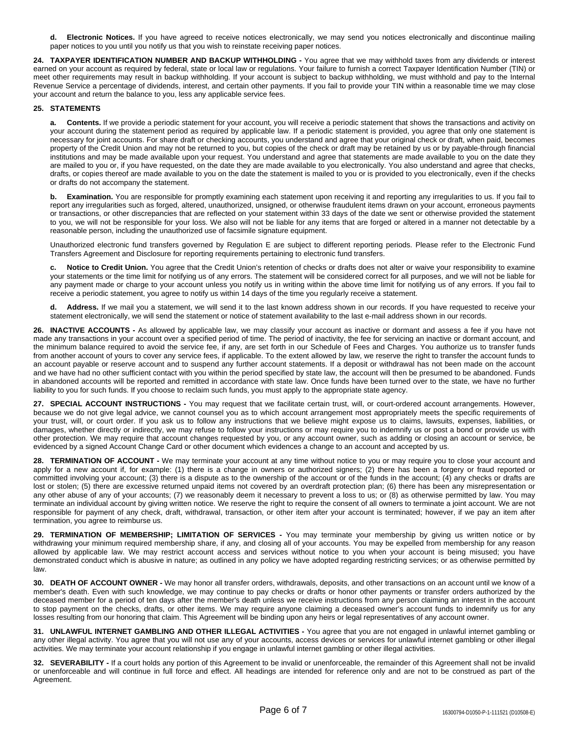**d. Electronic Notices.** If you have agreed to receive notices electronically, we may send you notices electronically and discontinue mailing paper notices to you until you notify us that you wish to reinstate receiving paper notices.

**24. TAXPAYER IDENTIFICATION NUMBER AND BACKUP WITHHOLDING -** You agree that we may withhold taxes from any dividends or interest earned on your account as required by federal, state or local law or regulations. Your failure to furnish a correct Taxpayer Identification Number (TIN) or meet other requirements may result in backup withholding. If your account is subject to backup withholding, we must withhold and pay to the Internal Revenue Service a percentage of dividends, interest, and certain other payments. If you fail to provide your TIN within a reasonable time we may close your account and return the balance to you, less any applicable service fees.

**25. STATEMENTS**

**a. Contents.** If we provide a periodic statement for your account, you will receive a periodic statement that shows the transactions and activity on your account during the statement period as required by applicable law. If a periodic statement is provided, you agree that only one statement is necessary for joint accounts. For share draft or checking accounts, you understand and agree that your original check or draft, when paid, becomes property of the Credit Union and may not be returned to you, but copies of the check or draft may be retained by us or by payable-through financial institutions and may be made available upon your request. You understand and agree that statements are made available to you on the date they are mailed to you or, if you have requested, on the date they are made available to you electronically. You also understand and agree that checks, drafts, or copies thereof are made available to you on the date the statement is mailed to you or is provided to you electronically, even if the checks or drafts do not accompany the statement.

**b. Examination.** You are responsible for promptly examining each statement upon receiving it and reporting any irregularities to us. If you fail to report any irregularities such as forged, altered, unauthorized, unsigned, or otherwise fraudulent items drawn on your account, erroneous payments or transactions, or other discrepancies that are reflected on your statement within 33 days of the date we sent or otherwise provided the statement to you, we will not be responsible for your loss. We also will not be liable for any items that are forged or altered in a manner not detectable by a reasonable person, including the unauthorized use of facsimile signature equipment.

Unauthorized electronic fund transfers governed by Regulation E are subject to different reporting periods. Please refer to the Electronic Fund Transfers Agreement and Disclosure for reporting requirements pertaining to electronic fund transfers.

**c. Notice to Credit Union.** You agree that the Credit Union's retention of checks or drafts does not alter or waive your responsibility to examine your statements or the time limit for notifying us of any errors. The statement will be considered correct for all purposes, and we will not be liable for any payment made or charge to your account unless you notify us in writing within the above time limit for notifying us of any errors. If you fail to receive a periodic statement, you agree to notify us within 14 days of the time you regularly receive a statement.

**d. Address.** If we mail you a statement, we will send it to the last known address shown in our records. If you have requested to receive your statement electronically, we will send the statement or notice of statement availability to the last e-mail address shown in our records.

**26. INACTIVE ACCOUNTS -** As allowed by applicable law, we may classify your account as inactive or dormant and assess a fee if you have not made any transactions in your account over a specified period of time. The period of inactivity, the fee for servicing an inactive or dormant account, and the minimum balance required to avoid the service fee, if any, are set forth in our Schedule of Fees and Charges. You authorize us to transfer funds from another account of yours to cover any service fees, if applicable. To the extent allowed by law, we reserve the right to transfer the account funds to an account payable or reserve account and to suspend any further account statements. If a deposit or withdrawal has not been made on the account and we have had no other sufficient contact with you within the period specified by state law, the account will then be presumed to be abandoned. Funds in abandoned accounts will be reported and remitted in accordance with state law. Once funds have been turned over to the state, we have no further liability to you for such funds. If you choose to reclaim such funds, you must apply to the appropriate state agency.

**27. SPECIAL ACCOUNT INSTRUCTIONS -** You may request that we facilitate certain trust, will, or court-ordered account arrangements. However, because we do not give legal advice, we cannot counsel you as to which account arrangement most appropriately meets the specific requirements of your trust, will, or court order. If you ask us to follow any instructions that we believe might expose us to claims, lawsuits, expenses, liabilities, or damages, whether directly or indirectly, we may refuse to follow your instructions or may require you to indemnify us or post a bond or provide us with other protection. We may require that account changes requested by you, or any account owner, such as adding or closing an account or service, be evidenced by a signed Account Change Card or other document which evidences a change to an account and accepted by us.

**28. TERMINATION OF ACCOUNT -** We may terminate your account at any time without notice to you or may require you to close your account and apply for a new account if, for example: (1) there is a change in owners or authorized signers; (2) there has been a forgery or fraud reported or committed involving your account; (3) there is a dispute as to the ownership of the account or of the funds in the account; (4) any checks or drafts are lost or stolen; (5) there are excessive returned unpaid items not covered by an overdraft protection plan; (6) there has been any misrepresentation or any other abuse of any of your accounts; (7) we reasonably deem it necessary to prevent a loss to us; or (8) as otherwise permitted by law. You may terminate an individual account by giving written notice. We reserve the right to require the consent of all owners to terminate a joint account. We are not responsible for payment of any check, draft, withdrawal, transaction, or other item after your account is terminated; however, if we pay an item after termination, you agree to reimburse us.

**29. TERMINATION OF MEMBERSHIP; LIMITATION OF SERVICES -** You may terminate your membership by giving us written notice or by withdrawing your minimum required membership share, if any, and closing all of your accounts. You may be expelled from membership for any reason allowed by applicable law. We may restrict account access and services without notice to you when your account is being misused; you have demonstrated conduct which is abusive in nature; as outlined in any policy we have adopted regarding restricting services; or as otherwise permitted by law.

**30. DEATH OF ACCOUNT OWNER -** We may honor all transfer orders, withdrawals, deposits, and other transactions on an account until we know of a member's death. Even with such knowledge, we may continue to pay checks or drafts or honor other payments or transfer orders authorized by the deceased member for a period of ten days after the member's death unless we receive instructions from any person claiming an interest in the account to stop payment on the checks, drafts, or other items. We may require anyone claiming a deceased owner's account funds to indemnify us for any losses resulting from our honoring that claim. This Agreement will be binding upon any heirs or legal representatives of any account owner.

**31. UNLAWFUL INTERNET GAMBLING AND OTHER ILLEGAL ACTIVITIES -** You agree that you are not engaged in unlawful internet gambling or any other illegal activity. You agree that you will not use any of your accounts, access devices or services for unlawful internet gambling or other illegal activities. We may terminate your account relationship if you engage in unlawful internet gambling or other illegal activities.

**32. SEVERABILITY -** If a court holds any portion of this Agreement to be invalid or unenforceable, the remainder of this Agreement shall not be invalid or unenforceable and will continue in full force and effect. All headings are intended for reference only and are not to be construed as part of the Agreement.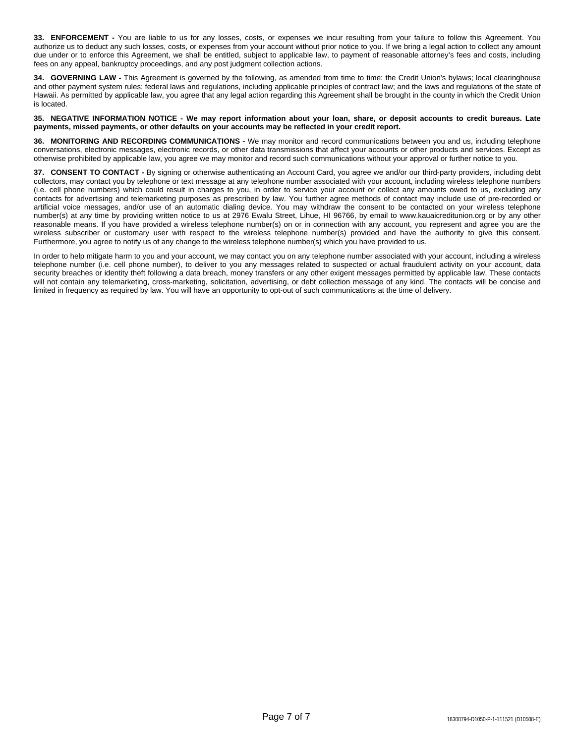**33. ENFORCEMENT -** You are liable to us for any losses, costs, or expenses we incur resulting from your failure to follow this Agreement. You authorize us to deduct any such losses, costs, or expenses from your account without prior notice to you. If we bring a legal action to collect any amount due under or to enforce this Agreement, we shall be entitled, subject to applicable law, to payment of reasonable attorney's fees and costs, including fees on any appeal, bankruptcy proceedings, and any post judgment collection actions.

**34. GOVERNING LAW -** This Agreement is governed by the following, as amended from time to time: the Credit Union's bylaws; local clearinghouse and other payment system rules; federal laws and regulations, including applicable principles of contract law; and the laws and regulations of the state of Hawaii. As permitted by applicable law, you agree that any legal action regarding this Agreement shall be brought in the county in which the Credit Union is located.

**35. NEGATIVE INFORMATION NOTICE - We may report information about your loan, share, or deposit accounts to credit bureaus. Late payments, missed payments, or other defaults on your accounts may be reflected in your credit report.**

**36. MONITORING AND RECORDING COMMUNICATIONS -** We may monitor and record communications between you and us, including telephone conversations, electronic messages, electronic records, or other data transmissions that affect your accounts or other products and services. Except as otherwise prohibited by applicable law, you agree we may monitor and record such communications without your approval or further notice to you.

**37. CONSENT TO CONTACT -** By signing or otherwise authenticating an Account Card, you agree we and/or our third-party providers, including debt collectors, may contact you by telephone or text message at any telephone number associated with your account, including wireless telephone numbers (i.e. cell phone numbers) which could result in charges to you, in order to service your account or collect any amounts owed to us, excluding any contacts for advertising and telemarketing purposes as prescribed by law. You further agree methods of contact may include use of pre-recorded or artificial voice messages, and/or use of an automatic dialing device. You may withdraw the consent to be contacted on your wireless telephone number(s) at any time by providing written notice to us at 2976 Ewalu Street, Lihue, HI 96766, by email to www.kauaicreditunion.org or by any other reasonable means. If you have provided a wireless telephone number(s) on or in connection with any account, you represent and agree you are the wireless subscriber or customary user with respect to the wireless telephone number(s) provided and have the authority to give this consent. Furthermore, you agree to notify us of any change to the wireless telephone number(s) which you have provided to us.

In order to help mitigate harm to you and your account, we may contact you on any telephone number associated with your account, including a wireless telephone number (i.e. cell phone number), to deliver to you any messages related to suspected or actual fraudulent activity on your account, data security breaches or identity theft following a data breach, money transfers or any other exigent messages permitted by applicable law. These contacts will not contain any telemarketing, cross-marketing, solicitation, advertising, or debt collection message of any kind. The contacts will be concise and limited in frequency as required by law. You will have an opportunity to opt-out of such communications at the time of delivery.

16300794-D1050-P-1-111521 (D10508-E)